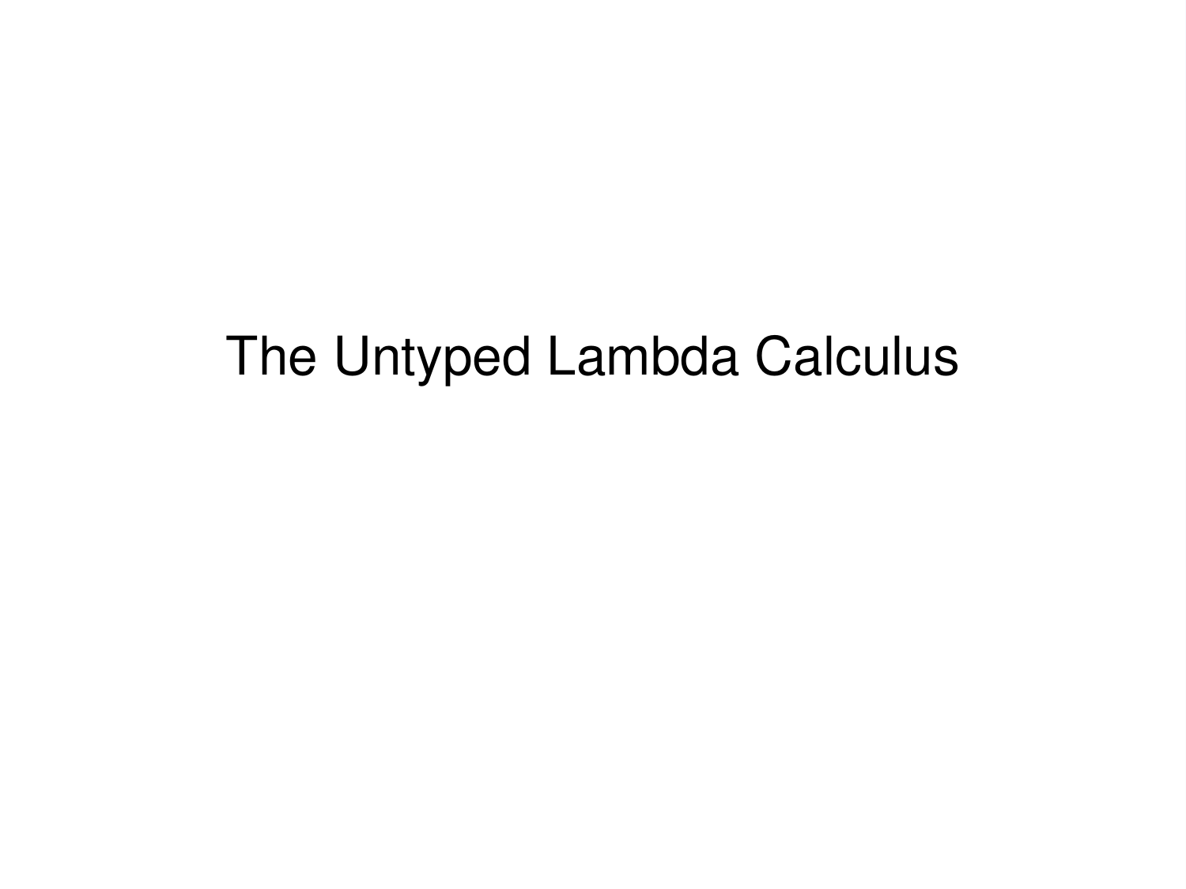# The Untyped Lambda Calculus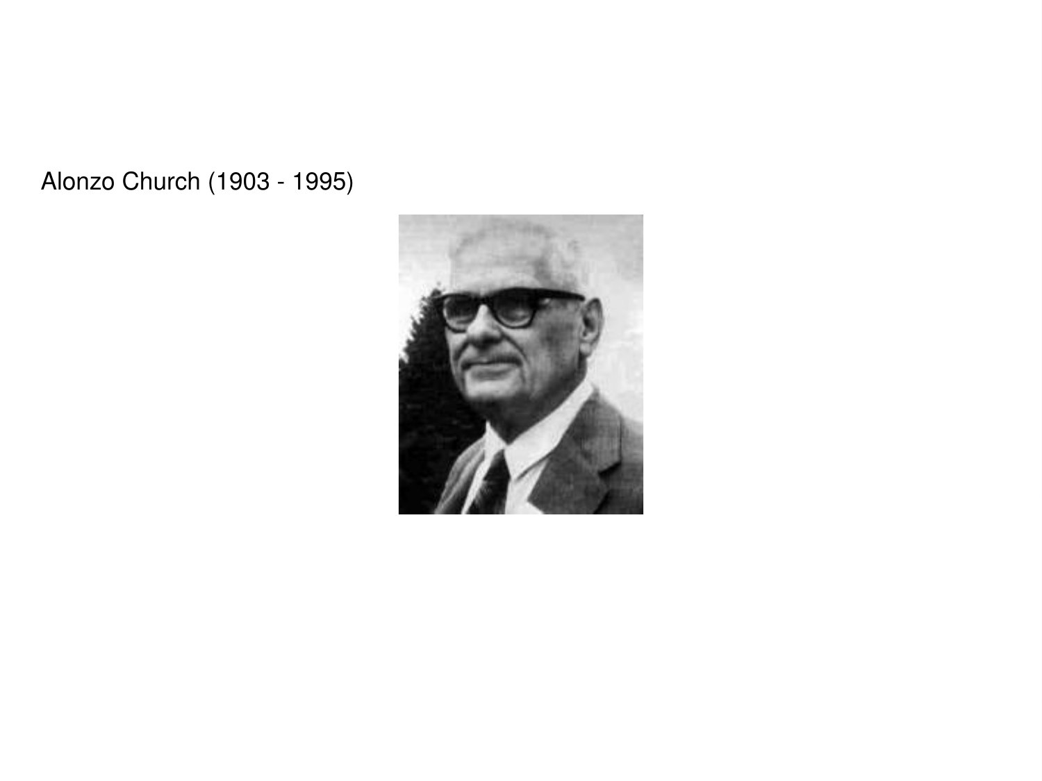Alonzo Church (1903 - 1995)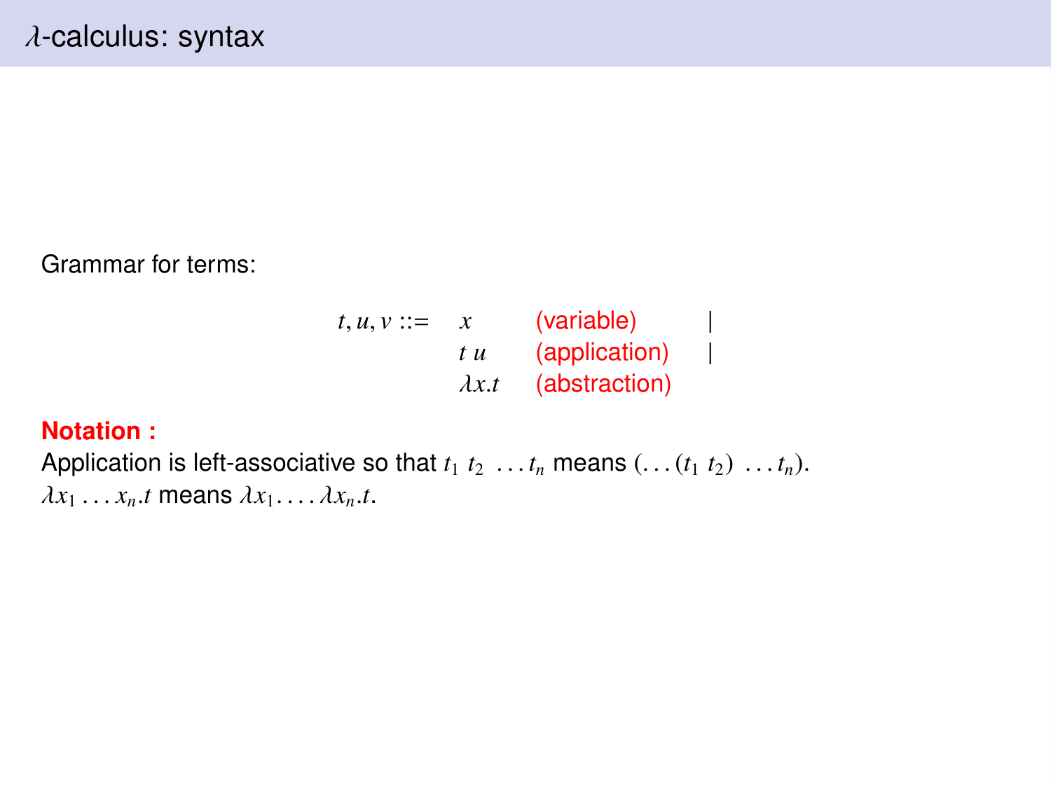# $\lambda$-calculus: syntax

Grammar for terms:

$$
\begin{array}{llll}
t, u, v ::= & x & \text{(variable)} & | \\
& t\ u & \text{(application)} & | \\
& \lambda x.t & \text{(abstraction)} &
\end{array}
$$

**Notation :**

Application is left-associative so that $t_1\ t_2\ \ldots t_n$ means $(\ldots(t_1\ t_2)\ \ldots t_n)$.

$\lambda x_1 \ldots x_n.t$ means $\lambda x_1. \ldots \lambda x_n.t$.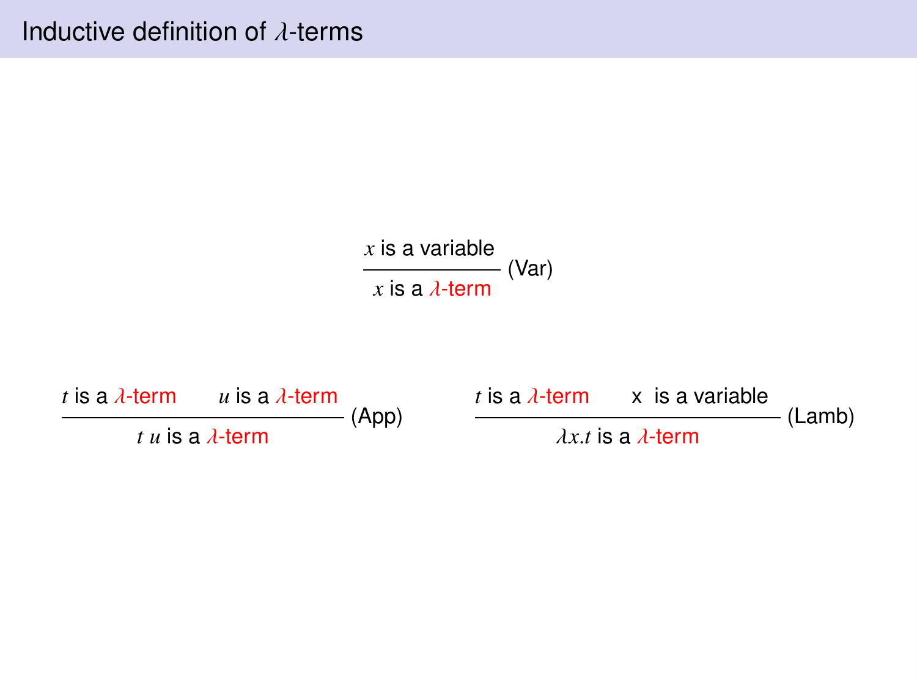# Inductive definition of $\lambda$-terms

$$\frac{x \text{ is a variable}}{x \text{ is a } \lambda\text{-term}} \text{ (Var)}$$

$$\frac{t \text{ is a } \lambda\text{-term} \qquad u \text{ is a } \lambda\text{-term}}{t\ u \text{ is a } \lambda\text{-term}} \text{ (App)} \qquad \frac{t \text{ is a } \lambda\text{-term} \qquad \text{x is a variable}}{\lambda x.t \text{ is a } \lambda\text{-term}} \text{ (Lamb)}$$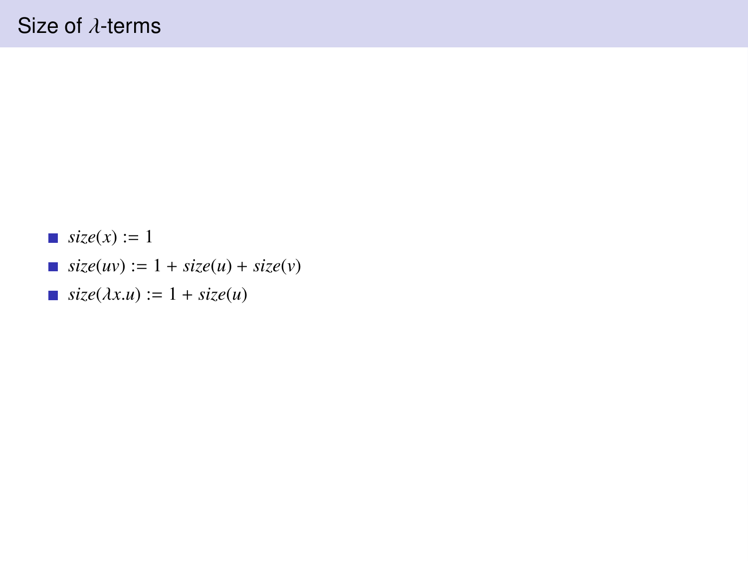# Size of $\lambda$-terms

- $size(x) := 1$
- $size(uv) := 1 + size(u) + size(v)$
- $size(\lambda x.u) := 1 + size(u)$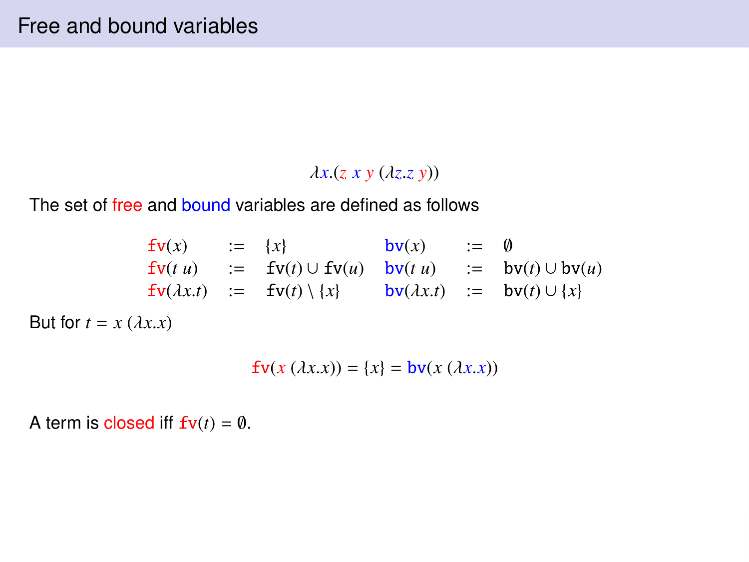# Free and bound variables

$$\lambda x.(z\ x\ y\ (\lambda z.z\ y))$$

The set of free and bound variables are defined as follows

$$
\begin{array}{lllllll}
\mathtt{fv}(x) & := & \{x\} & & \mathtt{bv}(x) & := & \emptyset \\
\mathtt{fv}(t\ u) & := & \mathtt{fv}(t) \cup \mathtt{fv}(u) & & \mathtt{bv}(t\ u) & := & \mathtt{bv}(t) \cup \mathtt{bv}(u) \\
\mathtt{fv}(\lambda x.t) & := & \mathtt{fv}(t) \setminus \{x\} & & \mathtt{bv}(\lambda x.t) & := & \mathtt{bv}(t) \cup \{x\}
\end{array}
$$

But for $t = x\ (\lambda x.x)$

$$\mathtt{fv}(x\ (\lambda x.x)) = \{x\} = \mathtt{bv}(x\ (\lambda x.x))$$

A term is closed iff $\mathtt{fv}(t) = \emptyset$.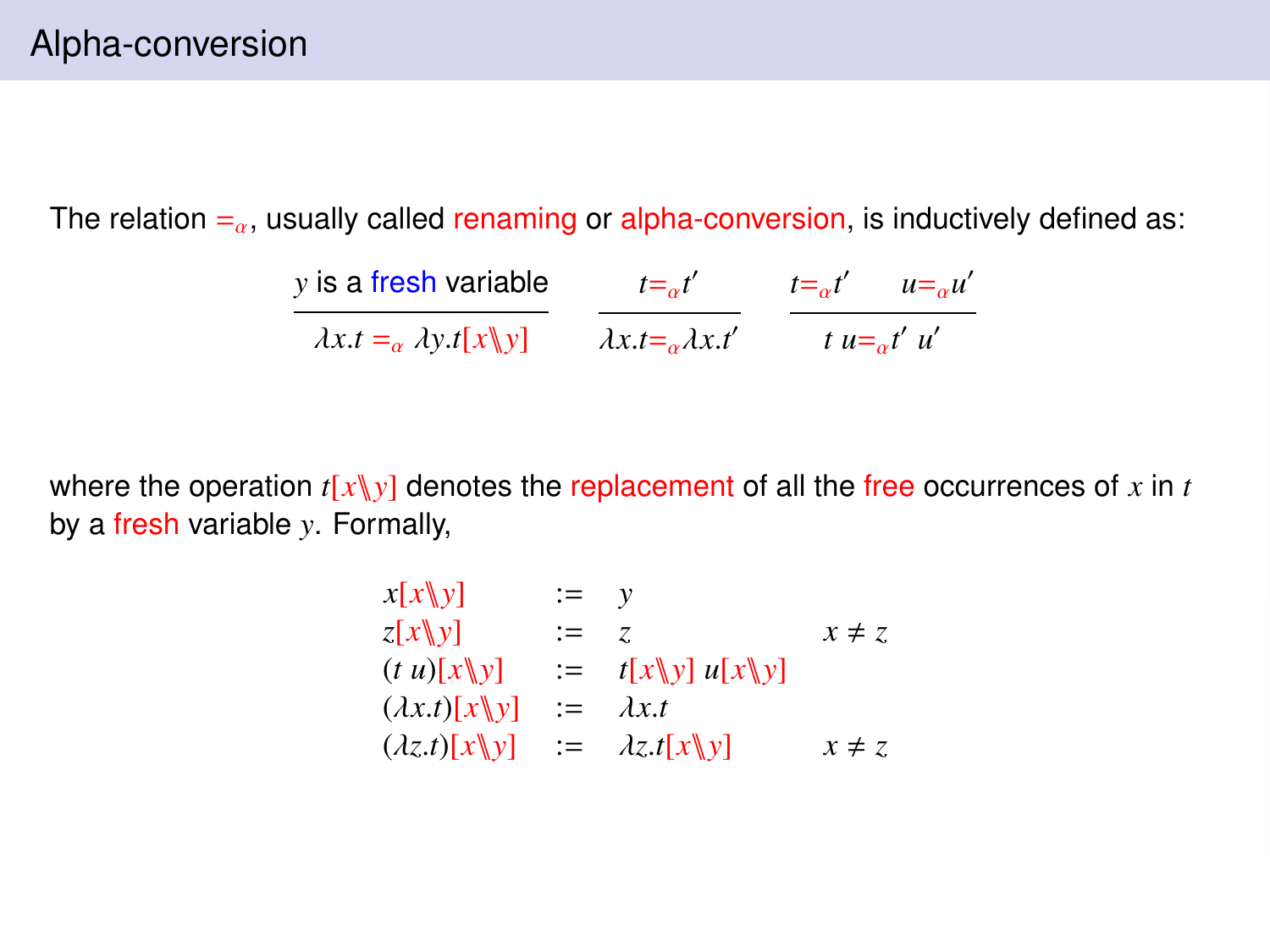# Alpha-conversion

The relation $=_\alpha$, usually called renaming or alpha-conversion, is inductively defined as:

$$\frac{y \text{ is a fresh variable}}{\lambda x.t =_\alpha \lambda y.t[x\backslash\!\!\backslash y]} \qquad \frac{t =_\alpha t'}{\lambda x.t =_\alpha \lambda x.t'} \qquad \frac{t =_\alpha t' \quad u =_\alpha u'}{t\ u =_\alpha t'\ u'}$$

where the operation $t[x\backslash\!\!\backslash y]$ denotes the replacement of all the free occurrences of $x$ in $t$ by a fresh variable $y$. Formally,

$$
\begin{array}{lcll}
x[x\backslash\!\!\backslash y] & := & y & \\
z[x\backslash\!\!\backslash y] & := & z & x \neq z \\
(t\ u)[x\backslash\!\!\backslash y] & := & t[x\backslash\!\!\backslash y]\ u[x\backslash\!\!\backslash y] & \\
(\lambda x.t)[x\backslash\!\!\backslash y] & := & \lambda x.t & \\
(\lambda z.t)[x\backslash\!\!\backslash y] & := & \lambda z.t[x\backslash\!\!\backslash y] & x \neq z
\end{array}
$$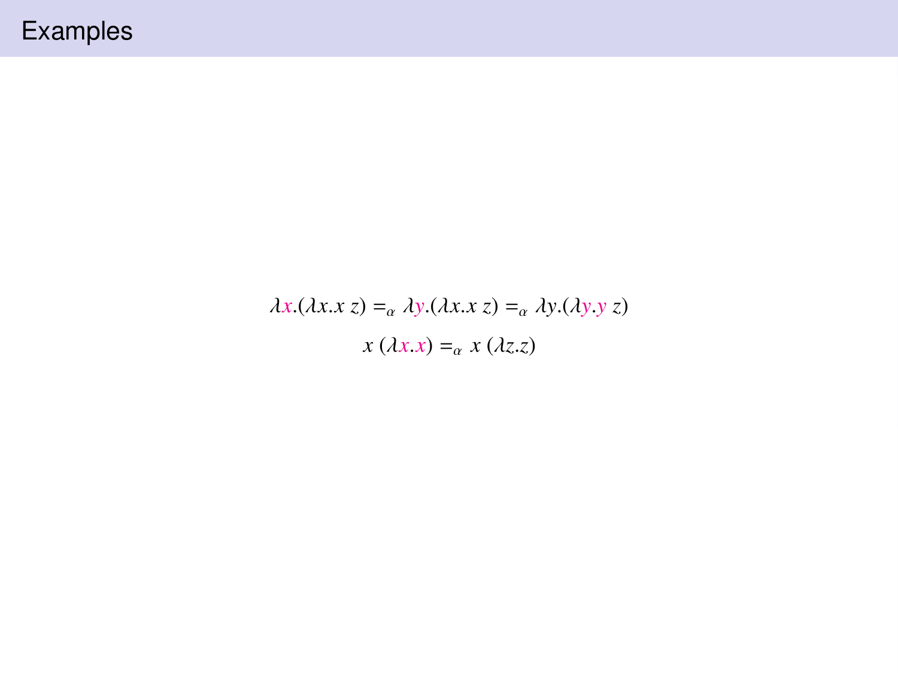# Examples

$$\lambda x.(\lambda x.x\ z) =_\alpha \lambda y.(\lambda x.x\ z) =_\alpha \lambda y.(\lambda y.y\ z)$$

$$x\ (\lambda x.x) =_\alpha x\ (\lambda z.z)$$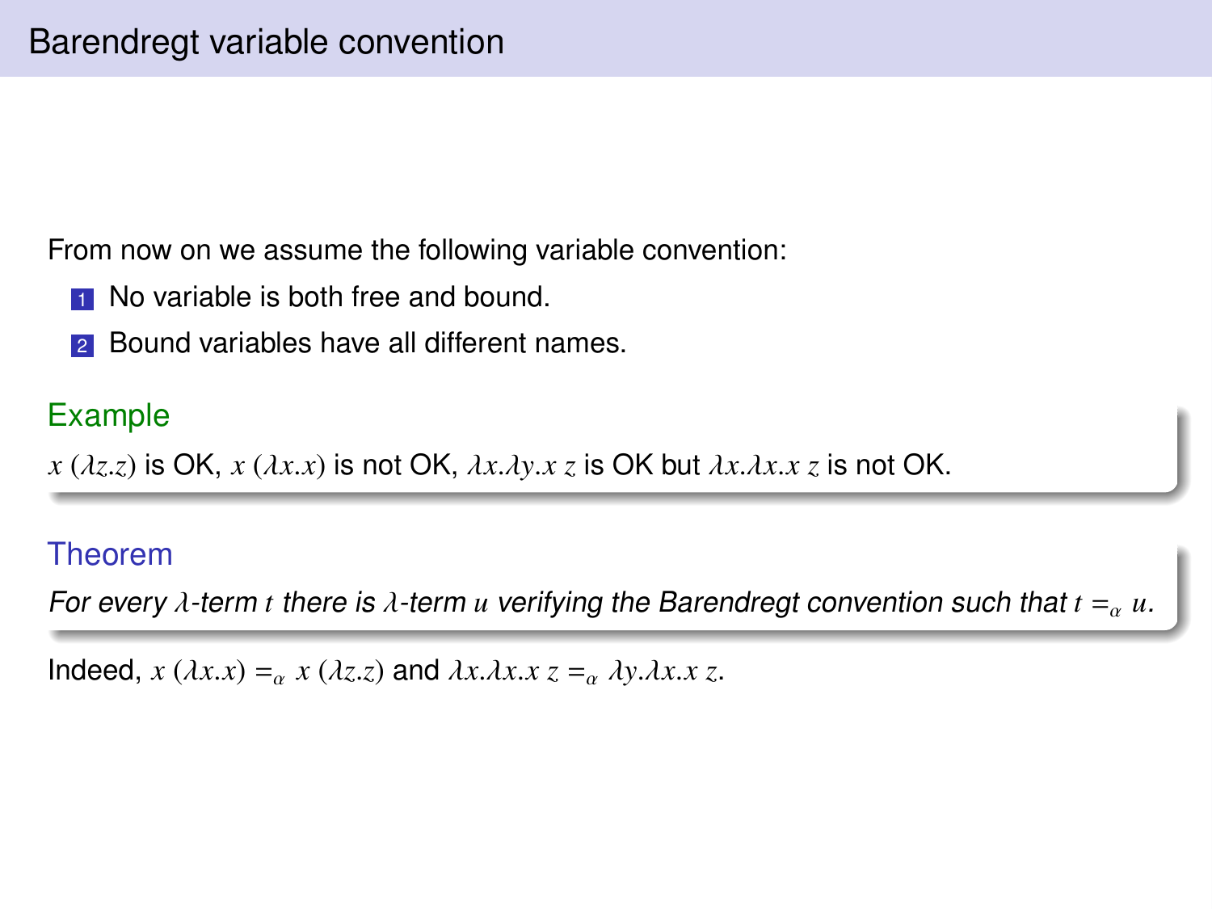# Barendregt variable convention

From now on we assume the following variable convention:

1. No variable is both free and bound.
2. Bound variables have all different names.

**Example**

$x\ (\lambda z.z)$ is OK, $x\ (\lambda x.x)$ is not OK, $\lambda x.\lambda y.x\ z$ is OK but $\lambda x.\lambda x.x\ z$ is not OK.

**Theorem**

*For every $\lambda$-term $t$ there is $\lambda$-term $u$ verifying the Barendregt convention such that $t =_\alpha u$.*

Indeed, $x\ (\lambda x.x) =_\alpha x\ (\lambda z.z)$ and $\lambda x.\lambda x.x\ z =_\alpha \lambda y.\lambda x.x\ z$.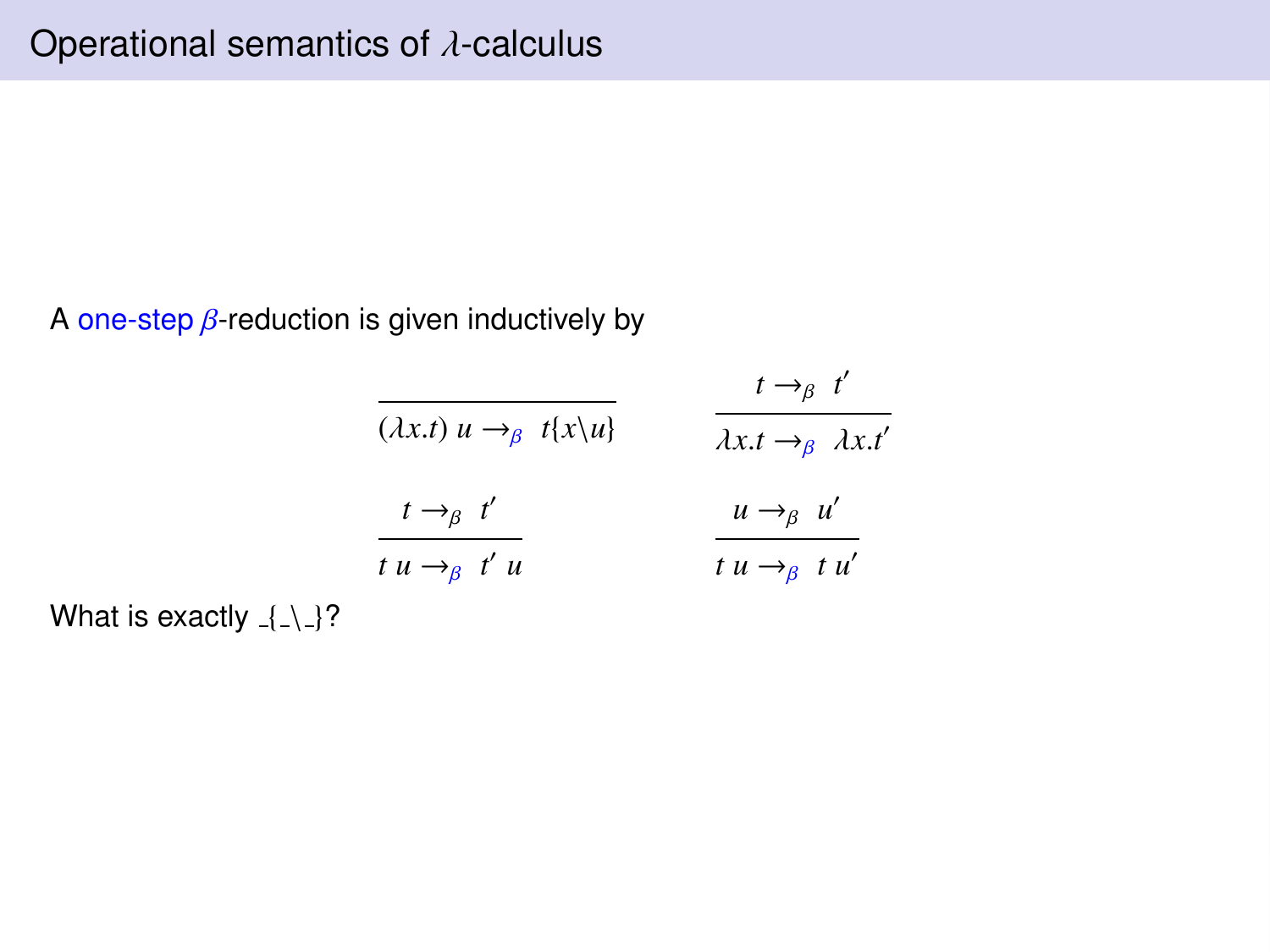# Operational semantics of $\lambda$-calculus

A one-step $\beta$-reduction is given inductively by

$$\frac{}{(\lambda x.t)\ u \rightarrow_\beta\ t\{x\backslash u\}} \qquad \frac{t \rightarrow_\beta\ t'}{\lambda x.t \rightarrow_\beta\ \lambda x.t'}$$

$$\frac{t \rightarrow_\beta\ t'}{t\ u \rightarrow_\beta\ t'\ u} \qquad \frac{u \rightarrow_\beta\ u'}{t\ u \rightarrow_\beta\ t\ u'}$$

What is exactly $\_\{\_\backslash\_\}$?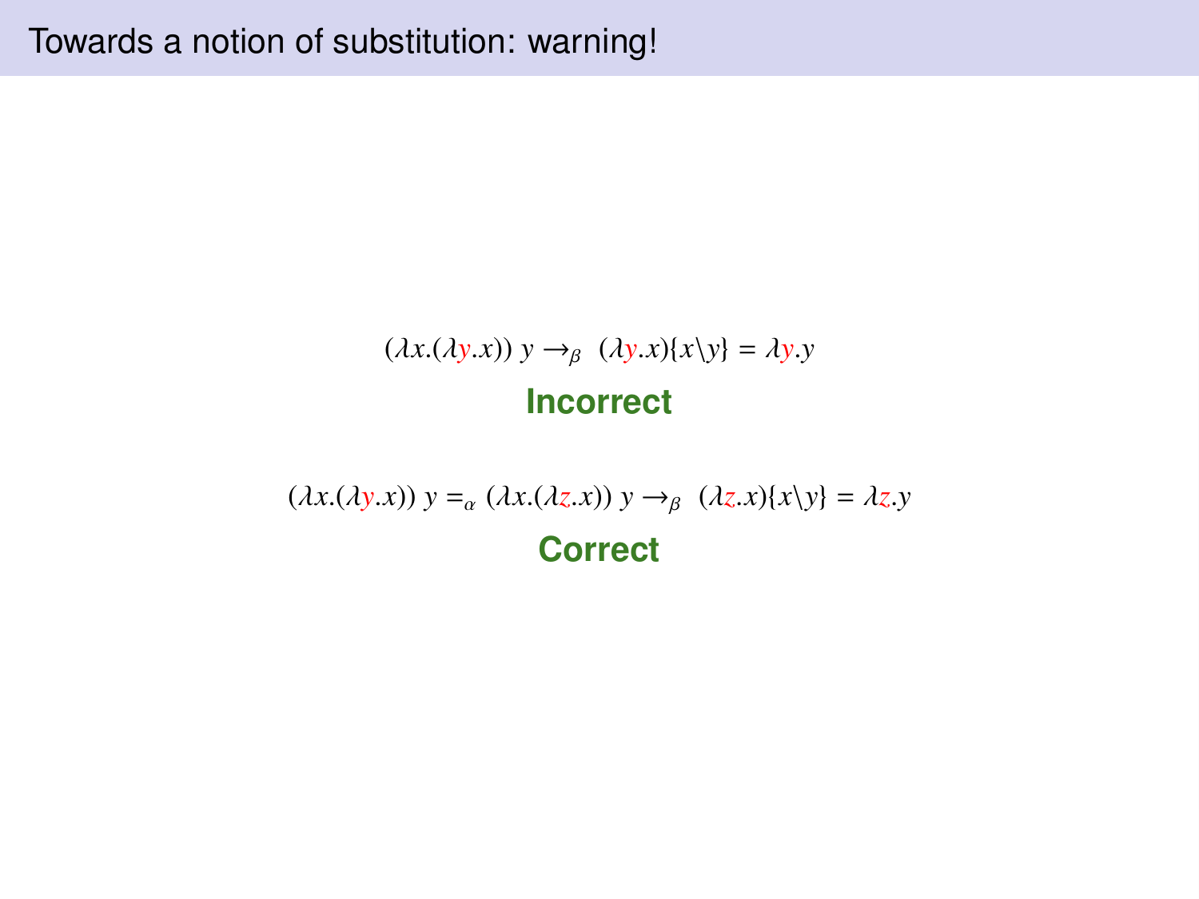# Towards a notion of substitution: warning!

$$(\lambda x.(\lambda y.x))\ y \to_\beta\ (\lambda y.x)\{x \backslash y\} = \lambda y.y$$

**Incorrect**

$$(\lambda x.(\lambda y.x))\ y =_\alpha (\lambda x.(\lambda z.x))\ y \to_\beta\ (\lambda z.x)\{x \backslash y\} = \lambda z.y$$

**Correct**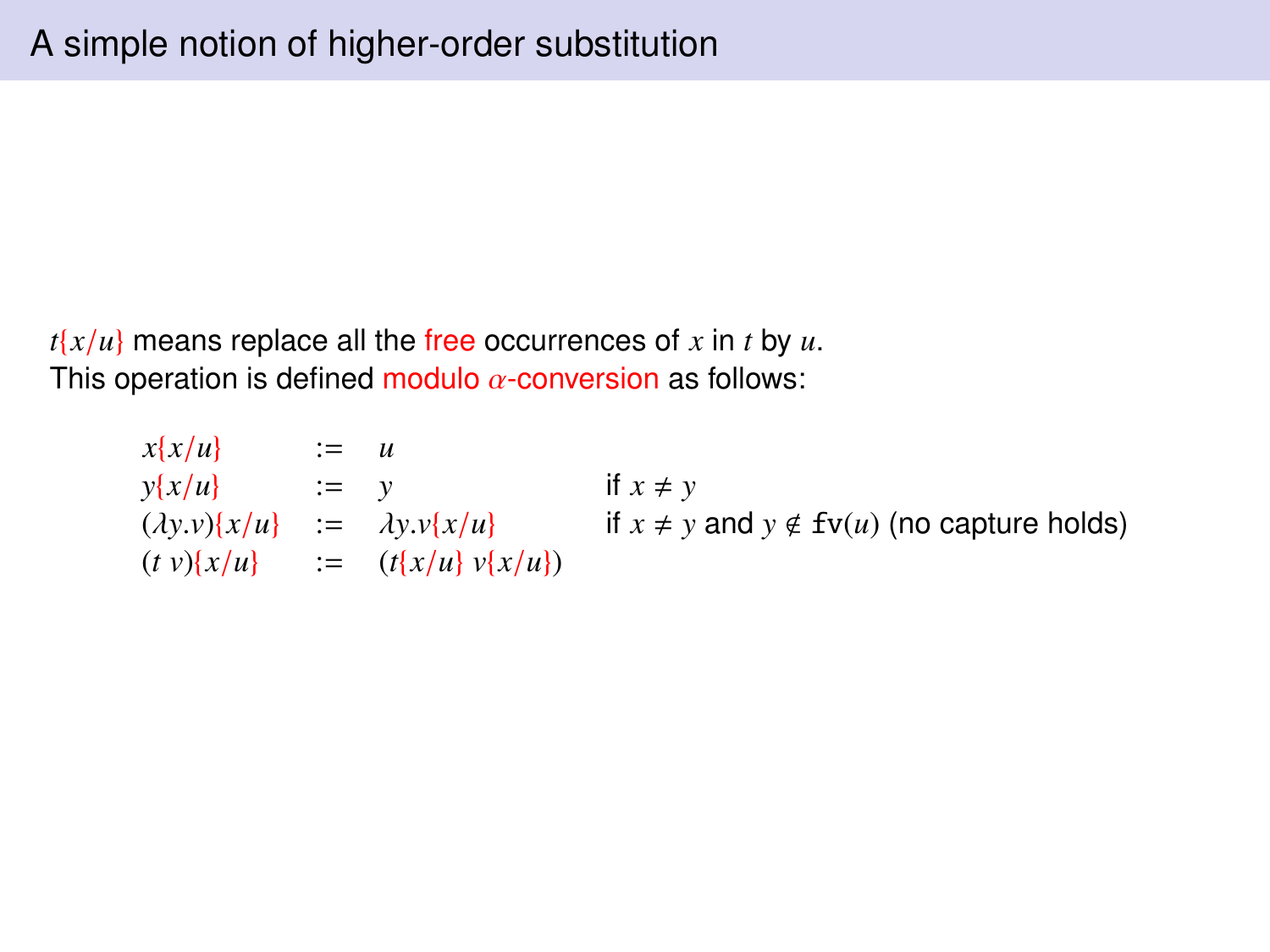# A simple notion of higher-order substitution

$t\{x/u\}$ means replace all the free occurrences of $x$ in $t$ by $u$.
This operation is defined modulo $\alpha$-conversion as follows:

$$
\begin{array}{lcll}
x\{x/u\} & := & u & \\
y\{x/u\} & := & y & \text{if } x \neq y \\
(\lambda y.v)\{x/u\} & := & \lambda y.v\{x/u\} & \text{if } x \neq y \text{ and } y \notin \mathtt{fv}(u) \text{ (no capture holds)} \\
(t\ v)\{x/u\} & := & (t\{x/u\}\ v\{x/u\}) &
\end{array}
$$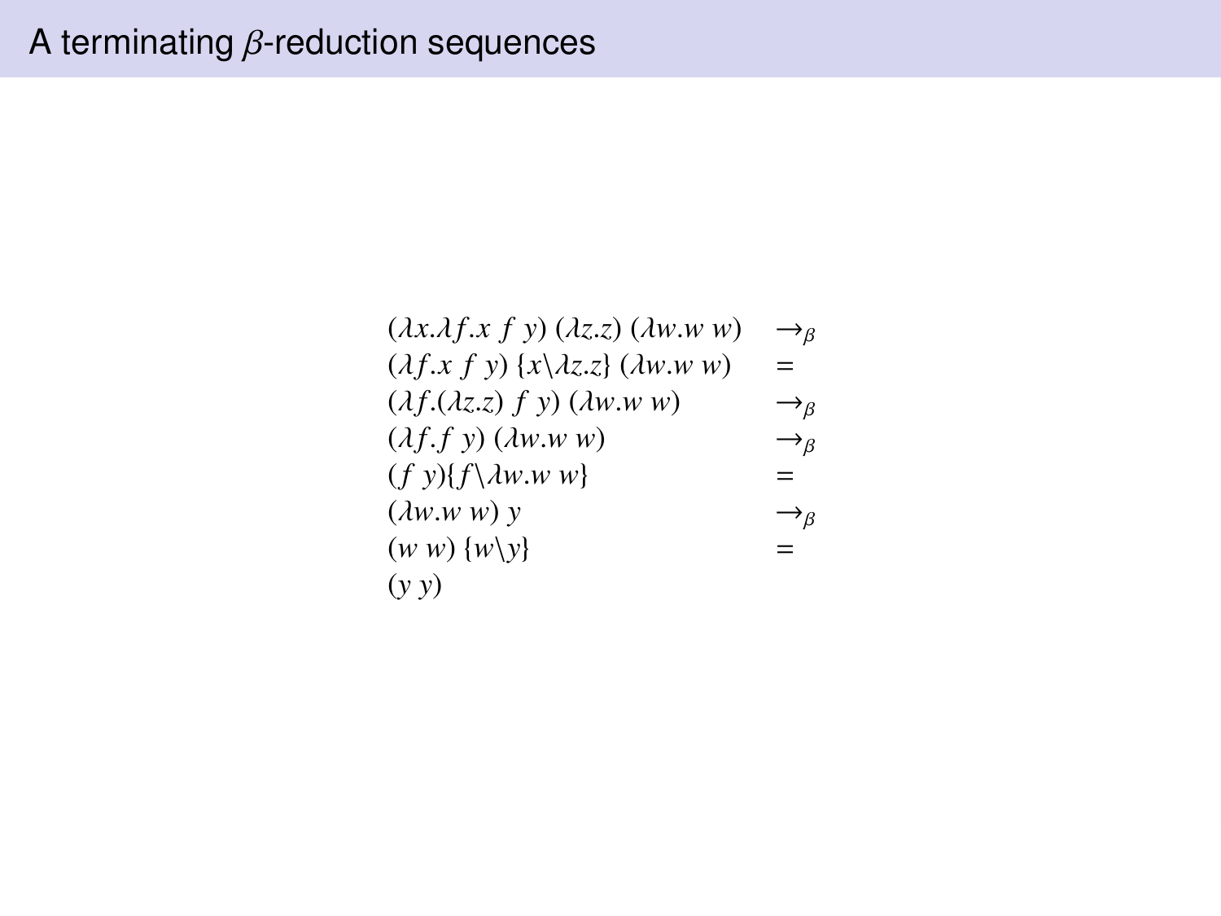# A terminating $\beta$-reduction sequences

$$
\begin{array}{ll}
(\lambda x.\lambda f.x\ f\ y)\ (\lambda z.z)\ (\lambda w.w\ w) & \rightarrow_\beta \\
(\lambda f.x\ f\ y)\ \{x \backslash \lambda z.z\}\ (\lambda w.w\ w) & = \\
(\lambda f.(\lambda z.z)\ f\ y)\ (\lambda w.w\ w) & \rightarrow_\beta \\
(\lambda f.f\ y)\ (\lambda w.w\ w) & \rightarrow_\beta \\
(f\ y)\{f \backslash \lambda w.w\ w\} & = \\
(\lambda w.w\ w)\ y & \rightarrow_\beta \\
(w\ w)\ \{w \backslash y\} & = \\
(y\ y) &
\end{array}
$$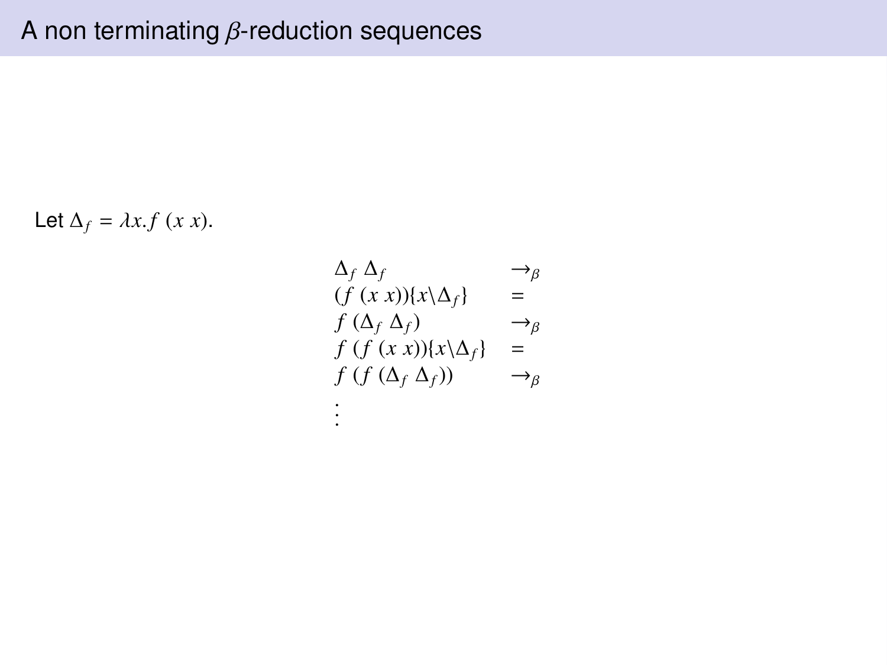# A non terminating $\beta$-reduction sequences

Let $\Delta_f = \lambda x.f\ (x\ x)$.

$$
\begin{array}{ll}
\Delta_f\ \Delta_f & \rightarrow_\beta \\
(f\ (x\ x))\{x \backslash \Delta_f\} & = \\
f\ (\Delta_f\ \Delta_f) & \rightarrow_\beta \\
f\ (f\ (x\ x))\{x \backslash \Delta_f\} & = \\
f\ (f\ (\Delta_f\ \Delta_f)) & \rightarrow_\beta \\
\vdots &
\end{array}
$$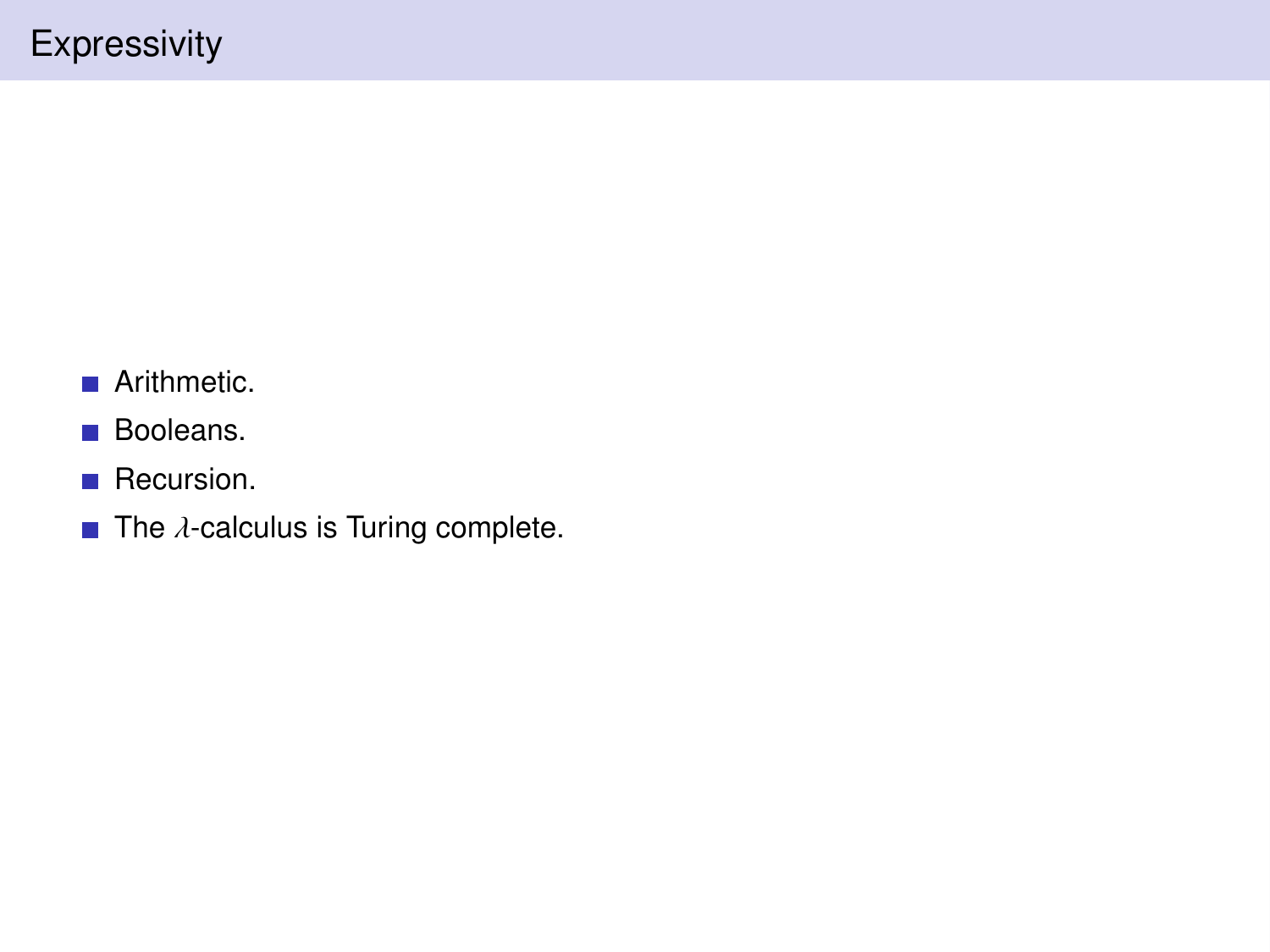# Expressivity

- Arithmetic.
- Booleans.
- Recursion.
- The $\lambda$-calculus is Turing complete.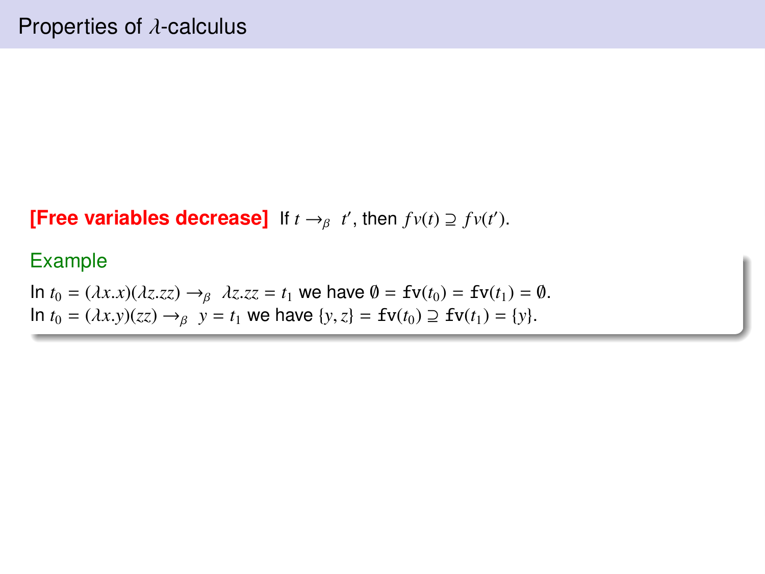# Properties of $\lambda$-calculus

**[Free variables decrease]** If $t \to_\beta t'$, then $fv(t) \supseteq fv(t')$.

**Example**

In $t_0 = (\lambda x.x)(\lambda z.zz) \to_\beta \lambda z.zz = t_1$ we have $\emptyset = \texttt{fv}(t_0) = \texttt{fv}(t_1) = \emptyset$.
In $t_0 = (\lambda x.y)(zz) \to_\beta y = t_1$ we have $\{y, z\} = \texttt{fv}(t_0) \supseteq \texttt{fv}(t_1) = \{y\}$.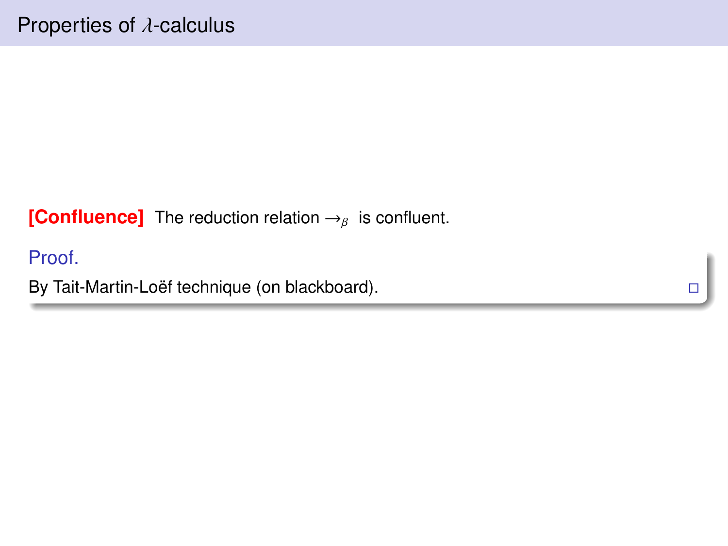# Properties of $\lambda$-calculus

**[Confluence]** The reduction relation $\rightarrow_\beta$ is confluent.

Proof.

By Tait-Martin-Loëf technique (on blackboard). □